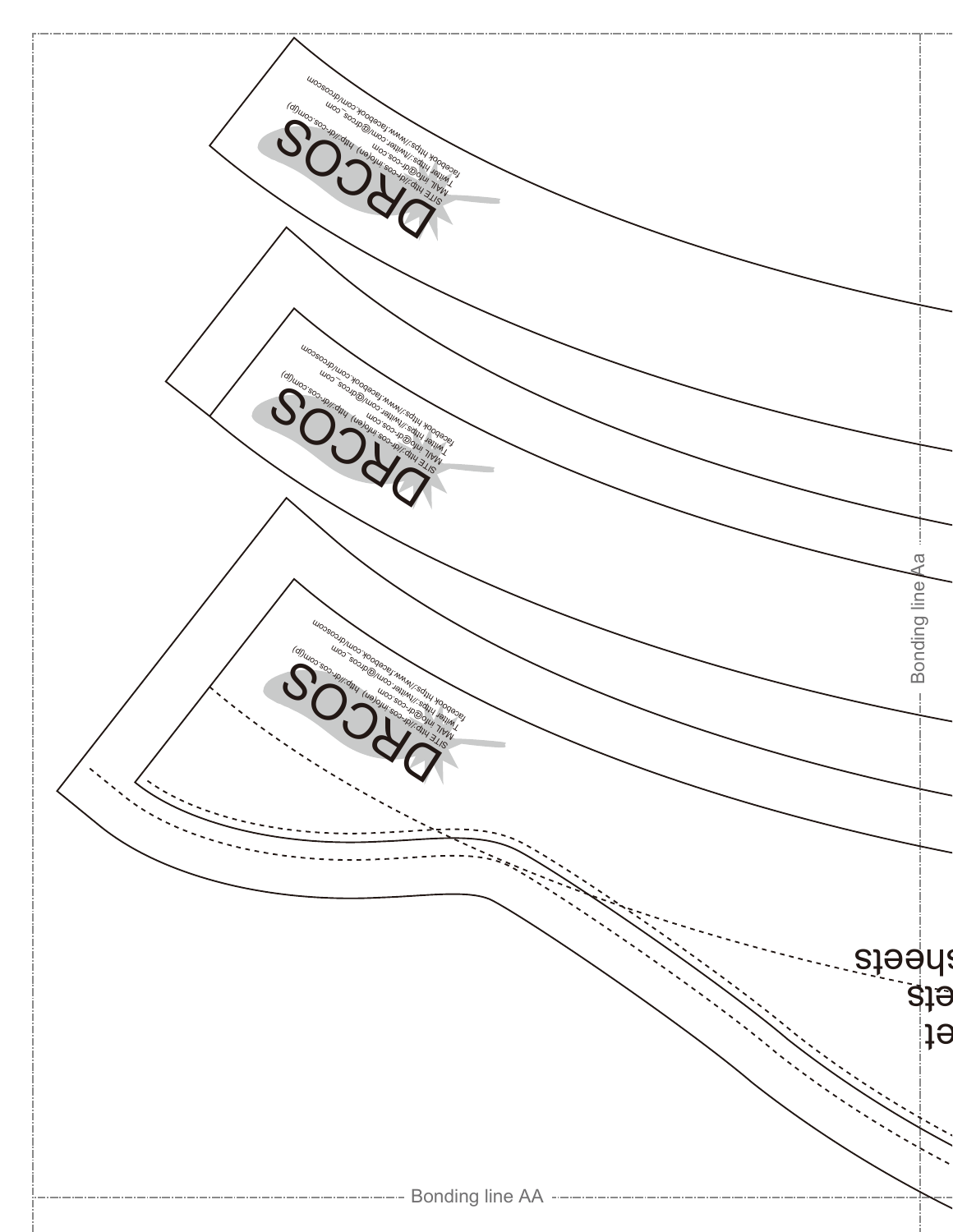DRCOS

SITE http://dr-cos.info(en) http://dr-cos.com(jp)
MAIL info@dr-cos.com
Twitter https://twitter.com/@drcos_com
facebook https://www.facebook.com/drcoscom

DRCOS

SITE http://dr-cos.info(en) http://dr-cos.com(jp)
MAIL info@dr-cos.com
Twitter https://twitter.com/@drcos_com
facebook https://www.facebook.com/drcoscom

DRCOS

SITE http://dr-cos.info(en) http://dr-cos.com(jp)
MAIL info@dr-cos.com
Twitter https://twitter.com/@drcos_com
facebook https://www.facebook.com/drcoscom

Bonding line Aa

sheets

ets

et

Bonding line AA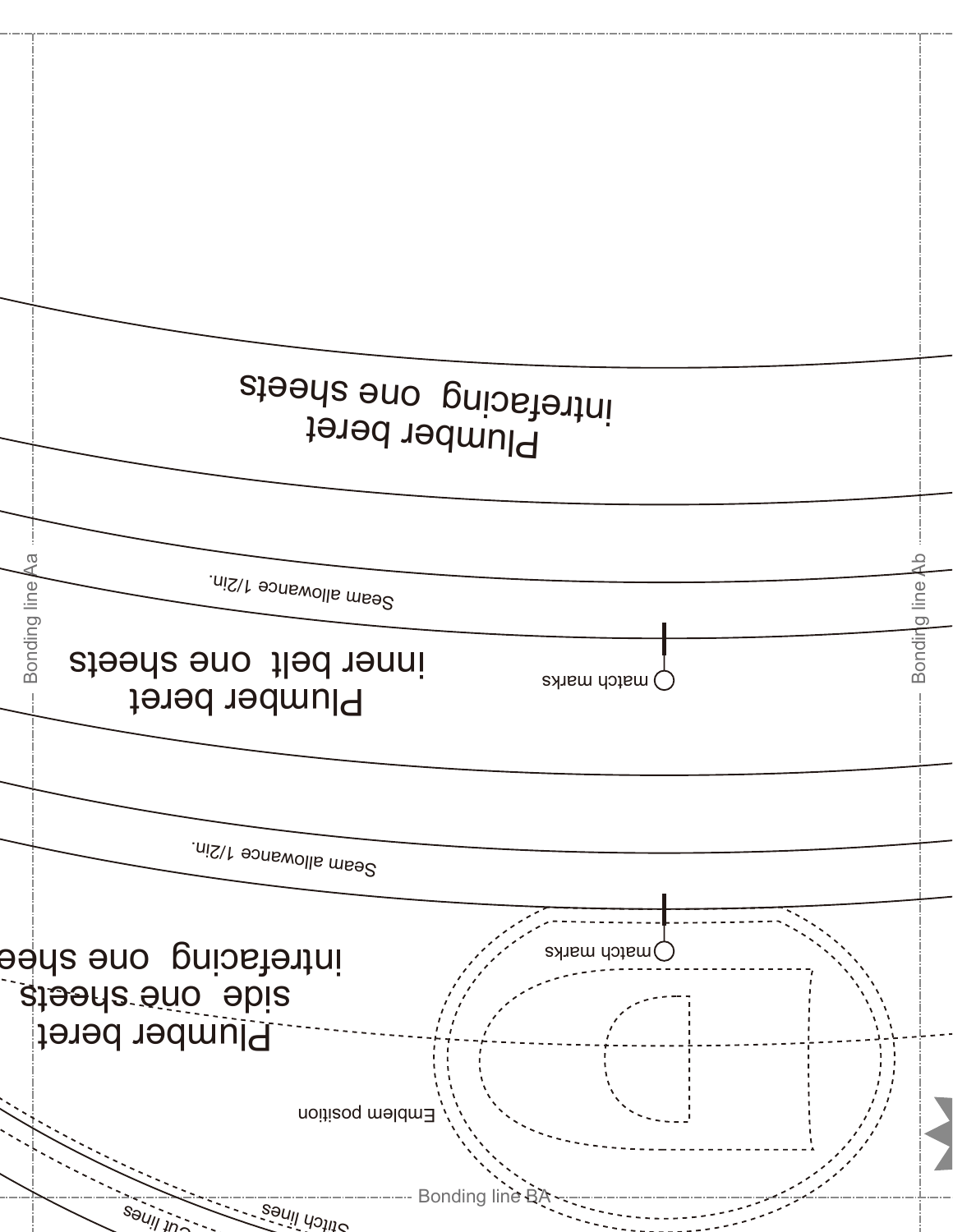Plumber beret
interfacing one sheets

Seam allowance 1/2in.

Plumber beret
inner belt one sheets

match marks

Seam allowance 1/2in.

match marks

Plumber beret
side one sheets
interfacing one shee

Emblem position

Bonding line Aa

Bonding line Ab

Bonding line BA

Stitch lines

Cut lines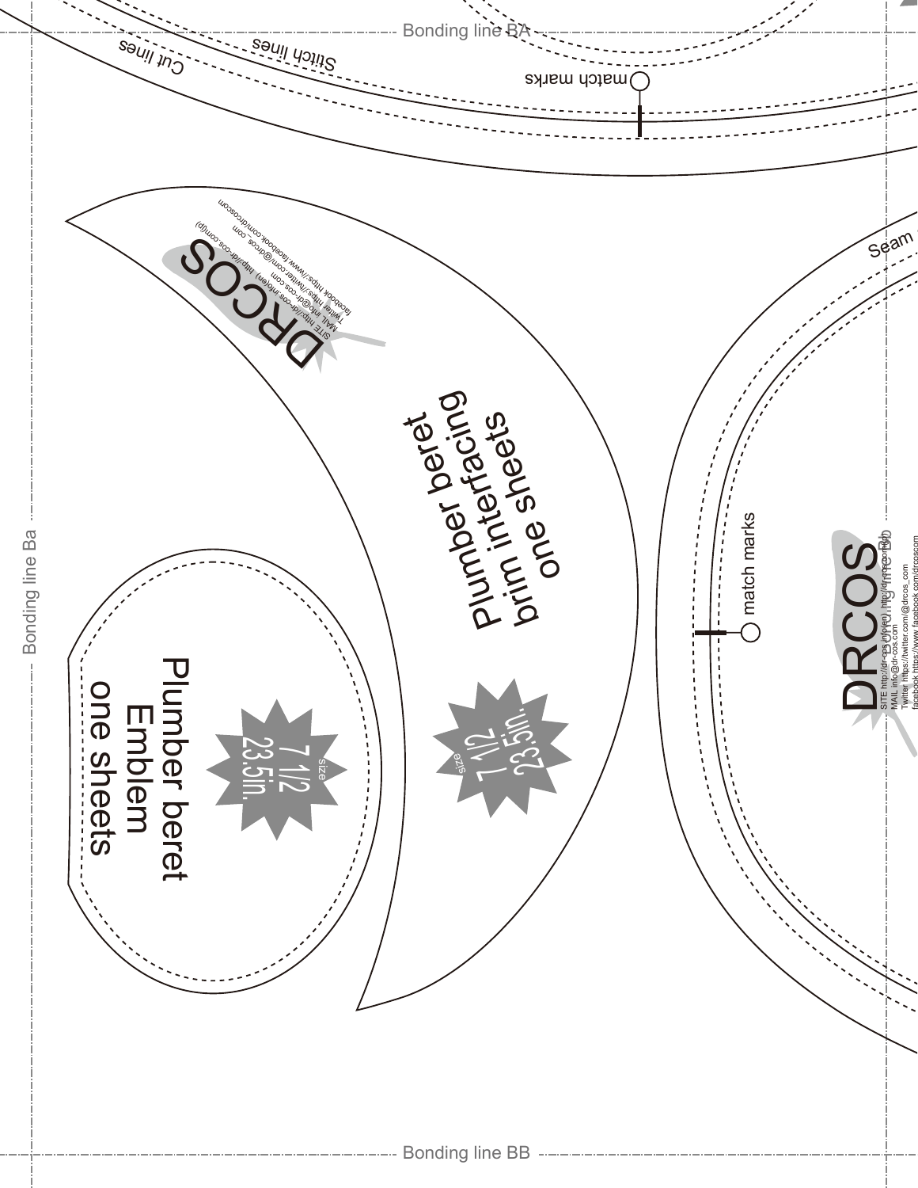Bonding line BA

Cut lines

Stitch lines

match marks

DRCOS

SITE http://dr-cos.info(en) http://dr-cos.com(jp)
MAIL info@dr-cos.com
Twitter https://twitter.com/@drcos_com
facebook https://www.facebook.com/drcoscom

Plumber beret
brim interfacing
one sheets

size
7 1/2
23.5in.

Plumber beret
Emblem
one sheets

size
7 1/2
23.5in.

Seam

match marks

DRCOS

SITE http://dr-cos.info(en) http://dr-cos.com(jp)
MAIL info@dr-cos.com
Twitter https://twitter.com/@drcos_com
facebook https://www.facebook.com/drcoscom

Bonding line Bb

Bonding line Ba

Bonding line BB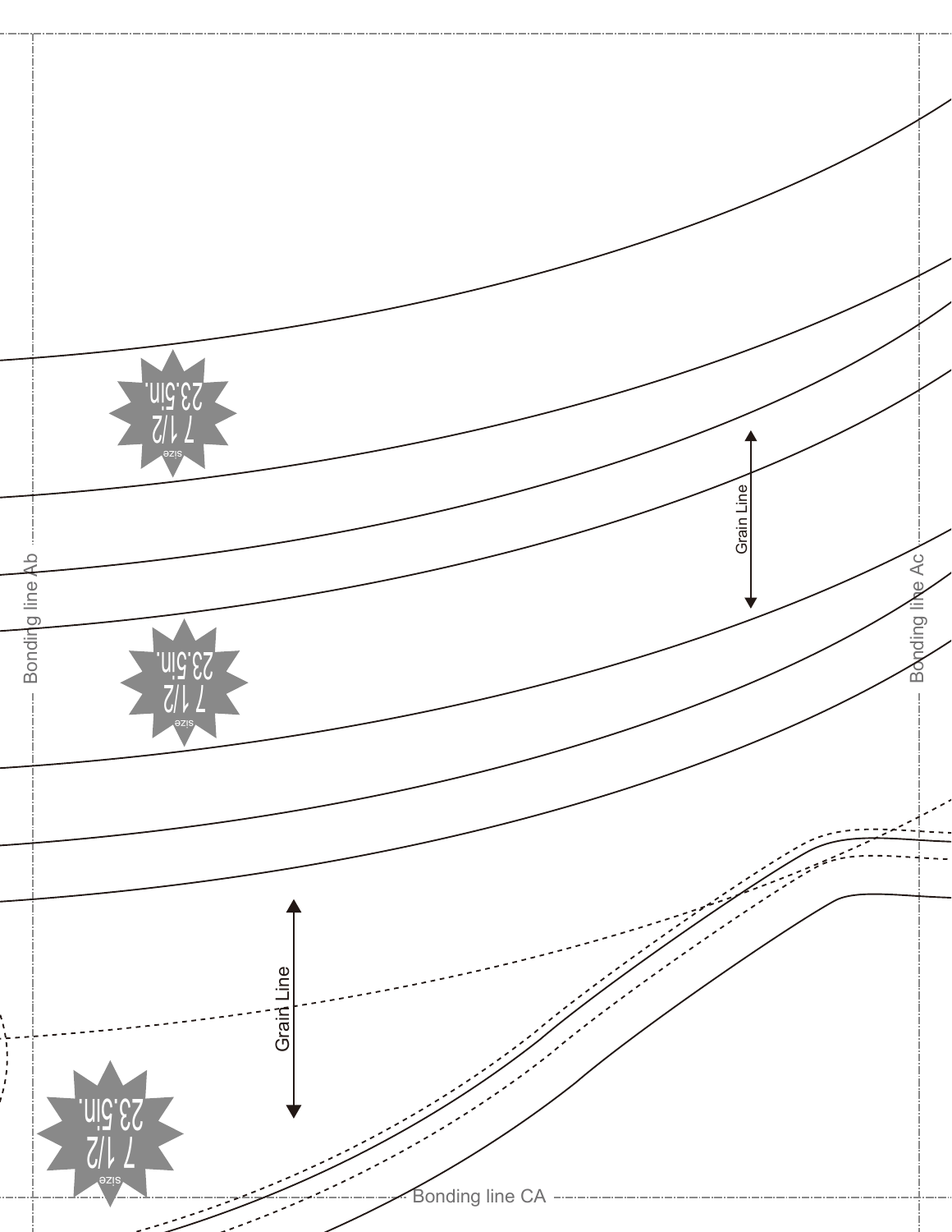Bonding line Ab

Bonding line Ac

Bonding line CA

size
7 1/2
23.5in.

size
7 1/2
23.5in.

size
7 1/2
23.5in.

Grain Line

Grain Line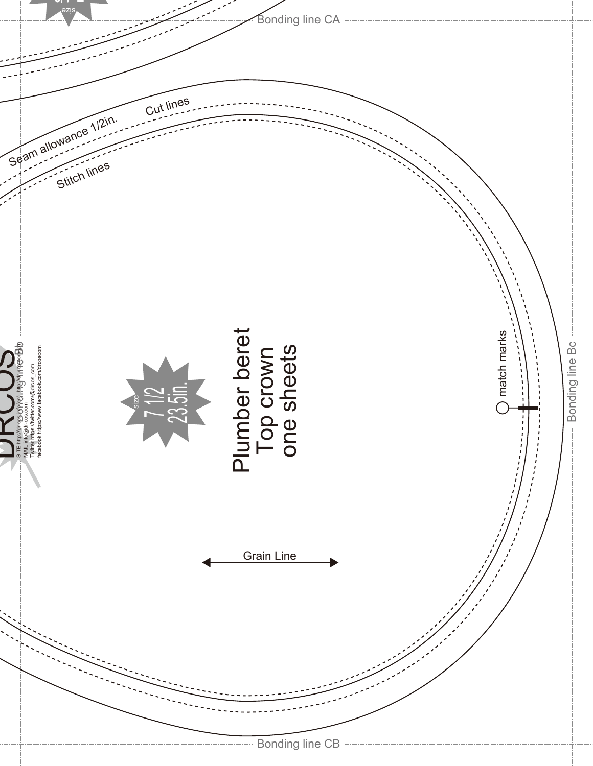Bonding line CA

Cut lines

Seam allowance 1/2in.

Stitch lines

Plumber beret
Top crown
one sheets

size
7 1/2
23.5in.

DRCOS

SITE http://dr-cos.info/en/ http://dr-cos.com
MAIL info@dr-cos.com
Twitter https://twitter.com/@drcos_com
facebook https://www.facebook.com/drcoscom

match marks

Grain Line

Bonding line Bc

Bonding line CB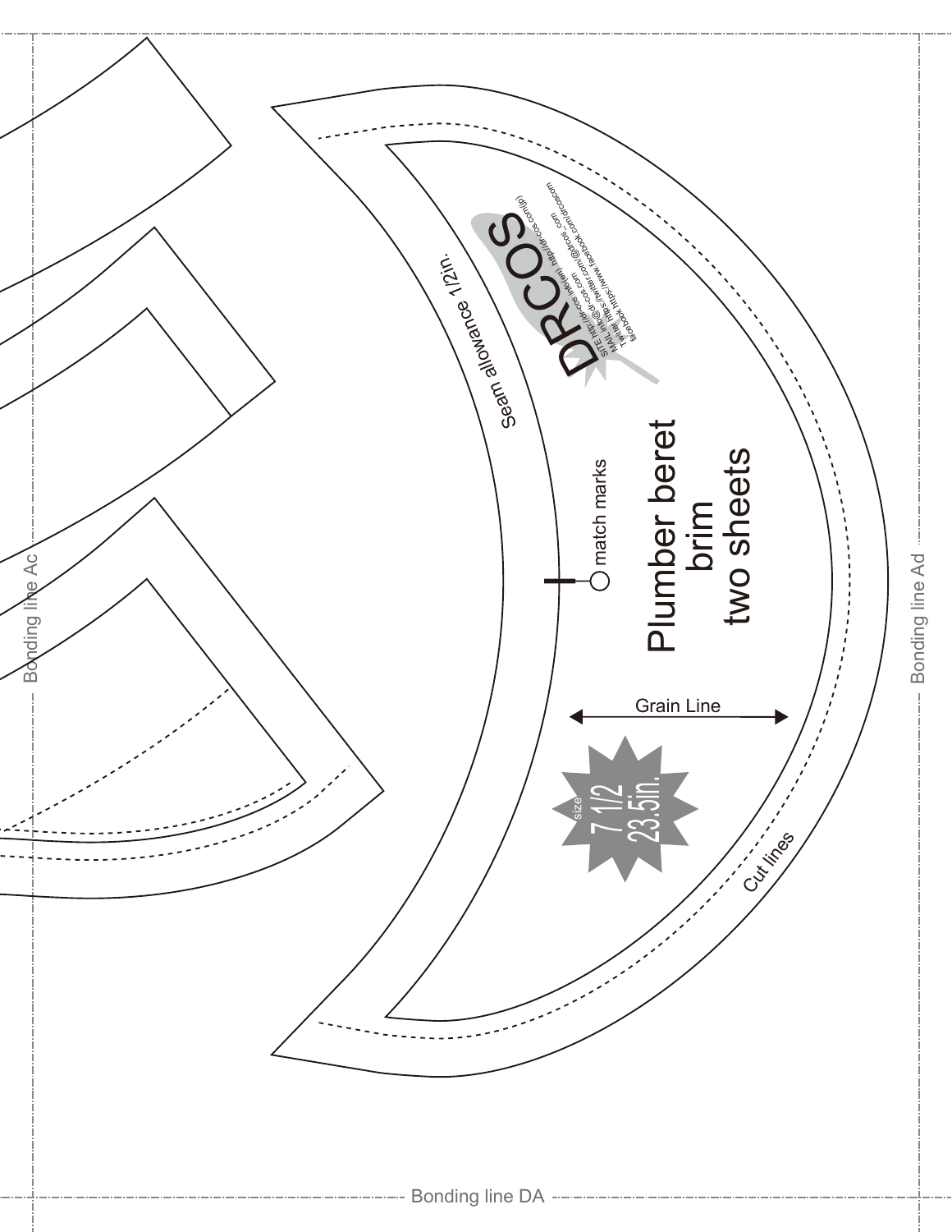Bonding line Ac

Bonding line Ad

Bonding line DA

Seam allowance 1/2in.

DRCOS

Facebook https://www.facebook.com/drcoscom

Twitter https://twitter.com/drcos_com

MAIL info@dr-cos.com

SITE http://dr-cos.info(en) http://dr-cos.com(jp)

match marks

Plumber beret
brim
two sheets

Grain Line

size
7 1/2
23.5in.

Cut lines